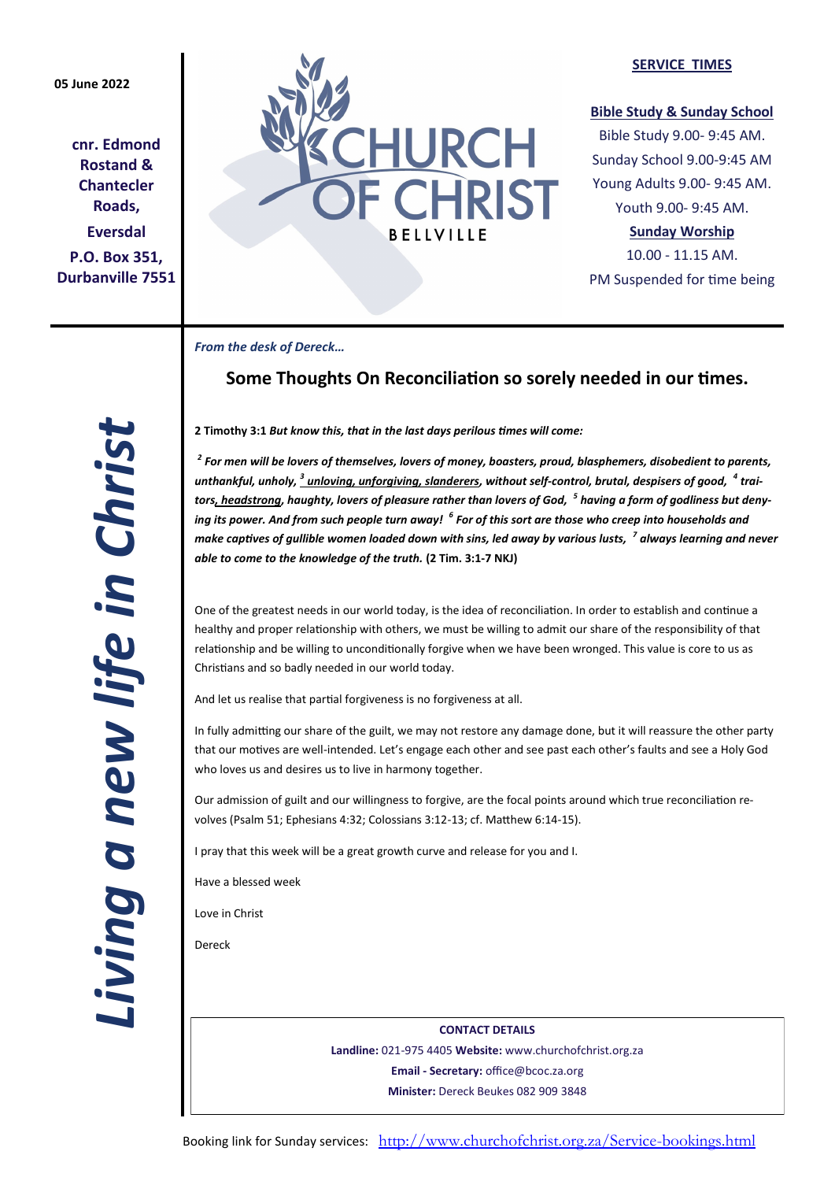**05 June 2022**

**cnr. Edmond Rostand & Chantecler Roads,**

**Eversdal**

**P.O. Box 351, Durbanville 7551**

# CHURCH OF CHRIST

BELLVILLE

**SERVICE TIMES**

**Bible Study & Sunday School**

Bible Study 9.00- 9:45 AM.

Sunday School 9.00-9:45 AM

Young Adults 9.00- 9:45 AM.

Youth 9.00- 9:45 AM.

**Sunday Worship**

10.00 - 11.15 AM.

PM Suspended for time being

*Living a new life in Christ*

***From the desk of Dereck…***

## Some Thoughts On Reconciliation so sorely needed in our times.

**2 Timothy 3:1** ***But know this, that in the last days perilous times will come:***

***[2] For men will be lovers of themselves, lovers of money, boasters, proud, blasphemers, disobedient to parents, unthankful, unholy, [3] unloving, unforgiving, slanderers, without self-control, brutal, despisers of good, [4] traitors, headstrong, haughty, lovers of pleasure rather than lovers of God, [5] having a form of godliness but denying its power. And from such people turn away! [6] For of this sort are those who creep into households and make captives of gullible women loaded down with sins, led away by various lusts, [7] always learning and never able to come to the knowledge of the truth.*** **(2 Tim. 3:1-7 NKJ)**

One of the greatest needs in our world today, is the idea of reconciliation. In order to establish and continue a healthy and proper relationship with others, we must be willing to admit our share of the responsibility of that relationship and be willing to unconditionally forgive when we have been wronged. This value is core to us as Christians and so badly needed in our world today.

And let us realise that partial forgiveness is no forgiveness at all.

In fully admitting our share of the guilt, we may not restore any damage done, but it will reassure the other party that our motives are well-intended. Let's engage each other and see past each other's faults and see a Holy God who loves us and desires us to live in harmony together.

Our admission of guilt and our willingness to forgive, are the focal points around which true reconciliation revolves (Psalm 51; Ephesians 4:32; Colossians 3:12-13; cf. Matthew 6:14-15).

I pray that this week will be a great growth curve and release for you and I.

Have a blessed week

Love in Christ

Dereck

**CONTACT DETAILS**

**Landline:** 021-975 4405 **Website:** www.churchofchrist.org.za

**Email - Secretary:** office@bcoc.za.org

**Minister:** Dereck Beukes 082 909 3848

Booking link for Sunday services: http://www.churchofchrist.org.za/Service-bookings.html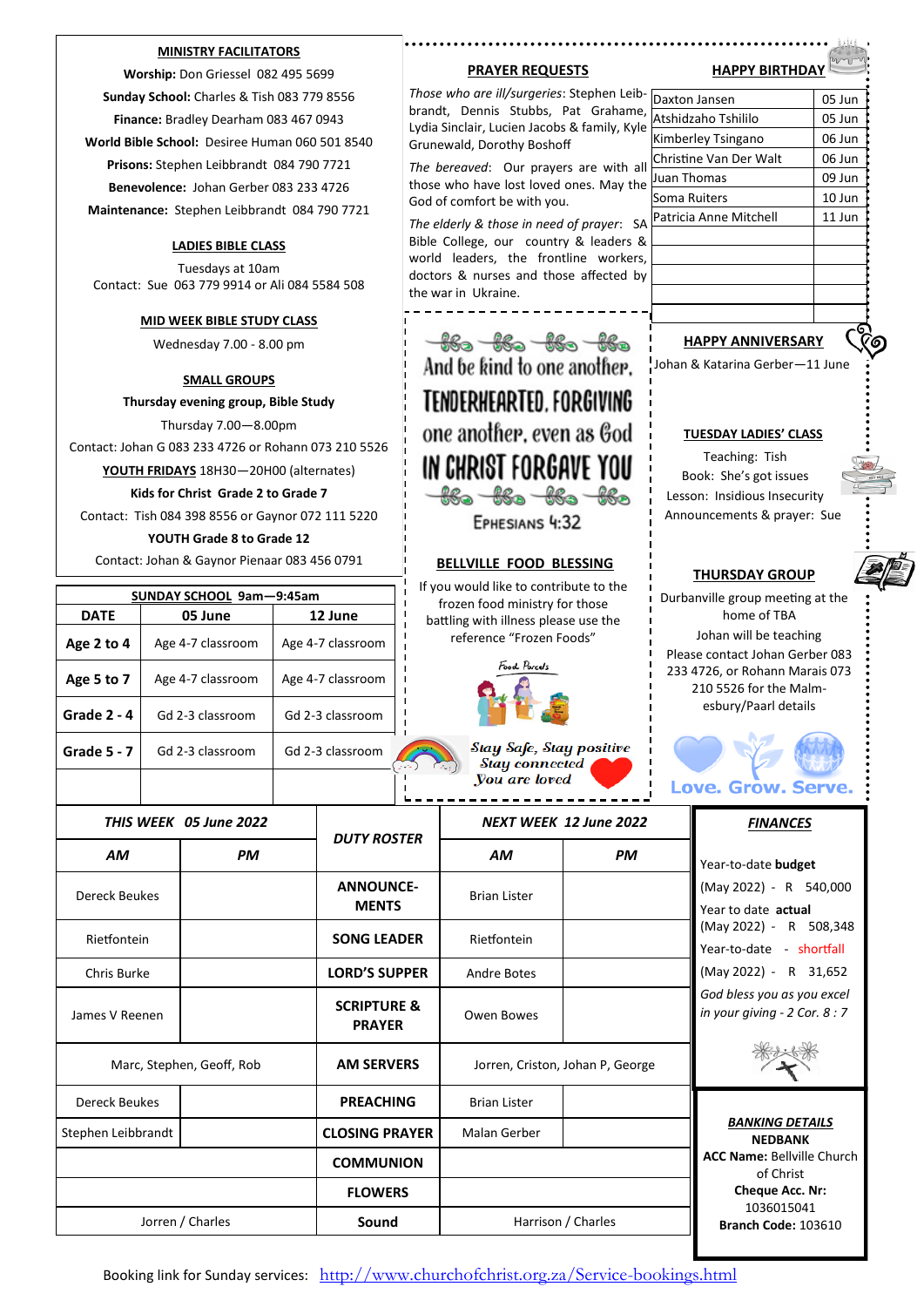## MINISTRY FACILITATORS

**Worship:** Don Griessel 082 495 5699
**Sunday School:** Charles & Tish 083 779 8556
**Finance:** Bradley Dearham 083 467 0943
**World Bible School:** Desiree Human 060 501 8540
**Prisons:** Stephen Leibbrandt 084 790 7721
**Benevolence:** Johan Gerber 083 233 4726
**Maintenance:** Stephen Leibbrandt 084 790 7721

## LADIES BIBLE CLASS

Tuesdays at 10am
Contact: Sue 063 779 9914 or Ali 084 5584 508

## MID WEEK BIBLE STUDY CLASS

Wednesday 7.00 - 8.00 pm

## SMALL GROUPS

**Thursday evening group, Bible Study**
Thursday 7.00—8.00pm
Contact: Johan G 083 233 4726 or Rohann 073 210 5526

**YOUTH FRIDAYS** 18H30—20H00 (alternates)
**Kids for Christ Grade 2 to Grade 7**
Contact: Tish 084 398 8556 or Gaynor 072 111 5220
**YOUTH Grade 8 to Grade 12**
Contact: Johan & Gaynor Pienaar 083 456 0791

| SUNDAY SCHOOL 9am—9:45am | | |
|---|---|---|
| **DATE** | **05 June** | **12 June** |
| **Age 2 to 4** | Age 4-7 classroom | Age 4-7 classroom |
| **Age 5 to 7** | Age 4-7 classroom | Age 4-7 classroom |
| **Grade 2 - 4** | Gd 2-3 classroom | Gd 2-3 classroom |
| **Grade 5 - 7** | Gd 2-3 classroom | Gd 2-3 classroom |
| | | |

## PRAYER REQUESTS

*Those who are ill/surgeries*: Stephen Leibbrandt, Dennis Stubbs, Pat Grahame, Lydia Sinclair, Lucien Jacobs & family, Kyle Grunewald, Dorothy Boshoff

*The bereaved*: Our prayers are with all those who have lost loved ones. May the God of comfort be with you.

*The elderly & those in need of prayer*: SA Bible College, our country & leaders & world leaders, the frontline workers, doctors & nurses and those affected by the war in Ukraine.

## HAPPY BIRTHDAY

| | |
|---|---|
| Daxton Jansen | 05 Jun |
| Atshidzaho Tshililo | 05 Jun |
| Kimberley Tsingano | 06 Jun |
| Christine Van Der Walt | 06 Jun |
| Juan Thomas | 09 Jun |
| Soma Ruiters | 10 Jun |
| Patricia Anne Mitchell | 11 Jun |

And be kind to one another, TENDERHEARTED, FORGIVING one another, even as God IN CHRIST FORGAVE YOU

Ephesians 4:32

## HAPPY ANNIVERSARY

Johan & Katarina Gerber—11 June

## TUESDAY LADIES' CLASS

Teaching: Tish
Book: She's got issues
Lesson: Insidious Insecurity
Announcements & prayer: Sue

## BELLVILLE FOOD BLESSING

If you would like to contribute to the frozen food ministry for those battling with illness please use the reference "Frozen Foods"

Food Parcels

Stay Safe, Stay positive
Stay connected
You are loved

## THURSDAY GROUP

Durbanville group meeting at the home of TBA
Johan will be teaching
Please contact Johan Gerber 083 233 4726, or Rohann Marais 073 210 5526 for the Malmesbury/Paarl details

Love. Grow. Serve.

| *THIS WEEK 05 June 2022* | | **DUTY ROSTER** | *NEXT WEEK 12 June 2022* | |
|---|---|---|---|---|
| **AM** | **PM** | | **AM** | **PM** |
| Dereck Beukes | | **ANNOUNCE-MENTS** | Brian Lister | |
| Rietfontein | | **SONG LEADER** | Rietfontein | |
| Chris Burke | | **LORD'S SUPPER** | Andre Botes | |
| James V Reenen | | **SCRIPTURE & PRAYER** | Owen Bowes | |
| Marc, Stephen, Geoff, Rob | | **AM SERVERS** | Jorren, Criston, Johan P, George | |
| Dereck Beukes | | **PREACHING** | Brian Lister | |
| Stephen Leibbrandt | | **CLOSING PRAYER** | Malan Gerber | |
| | | **COMMUNION** | | |
| | | **FLOWERS** | | |
| Jorren / Charles | | **Sound** | Harrison / Charles | |

## FINANCES

Year-to-date **budget**
(May 2022) - R 540,000
Year to date **actual**
(May 2022) - R 508,348
Year-to-date - shortfall
(May 2022) - R 31,652

*God bless you as you excel in your giving - 2 Cor. 8 : 7*

## BANKING DETAILS

**NEDBANK**
**ACC Name:** Bellville Church of Christ
**Cheque Acc. Nr:** 1036015041
**Branch Code:** 103610

Booking link for Sunday services: http://www.churchofchrist.org.za/Service-bookings.html